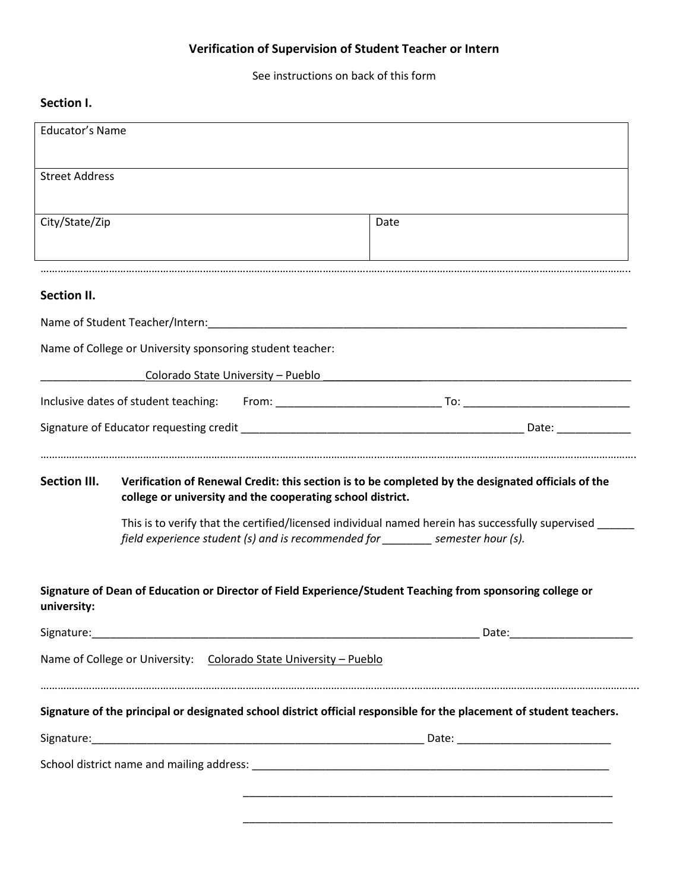# Verification of Supervision of Student Teacher or Intern

See instructions on back of this form

## Section I.

| Educator's Name | |
|---|---|
| Street Address | |
| City/State/Zip | Date |

…………………………………………………………………………………………………………………………………………………………………

## Section II.

Name of Student Teacher/Intern:______________________________________________________________________

Name of College or University sponsoring student teacher:

_________________Colorado State University – Pueblo _____________________________________________________

Inclusive dates of student teaching: From: ___________________________ To: ___________________________

Signature of Educator requesting credit ______________________________________________ Date: ____________

…………………………………………………………………………………………………………………………………………………………………

## Section III. Verification of Renewal Credit: this section is to be completed by the designated officials of the college or university and the cooperating school district.

This is to verify that the certified/licensed individual named herein has successfully supervised ______ *field experience student (s) and is recommended for ________ semester hour (s).*

**Signature of Dean of Education or Director of Field Experience/Student Teaching from sponsoring college or university:**

Signature:________________________________________________________________ Date:____________________

Name of College or University: Colorado State University – Pueblo

…………………………………………………………………………………………………………………………………………………………………

**Signature of the principal or designated school district official responsible for the placement of student teachers.**

Signature:_______________________________________________________ Date: _________________________

School district name and mailing address: _____________________________________________________________

_____________________________________________________________

_____________________________________________________________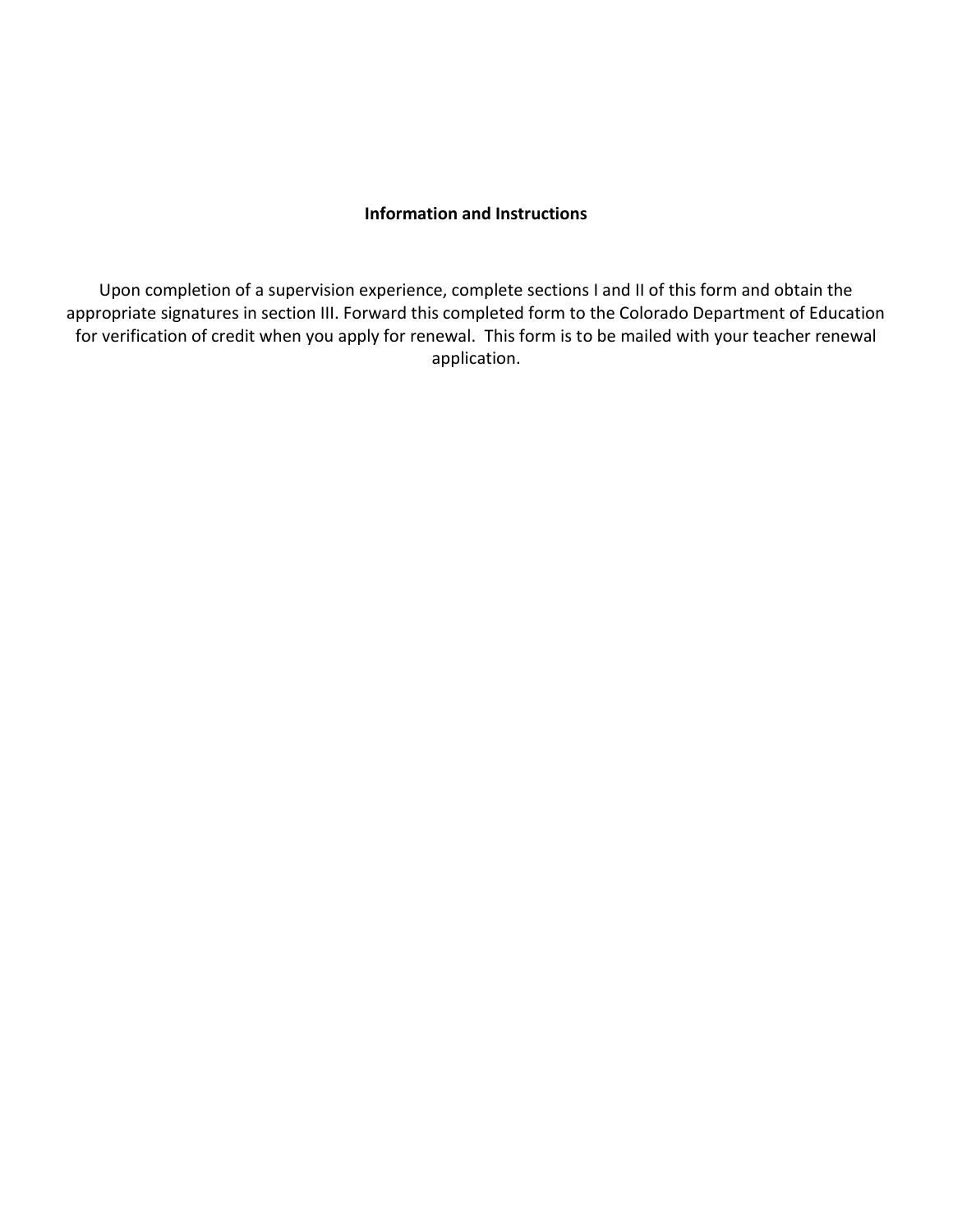**Information and Instructions**

Upon completion of a supervision experience, complete sections I and II of this form and obtain the appropriate signatures in section III. Forward this completed form to the Colorado Department of Education for verification of credit when you apply for renewal. This form is to be mailed with your teacher renewal application.